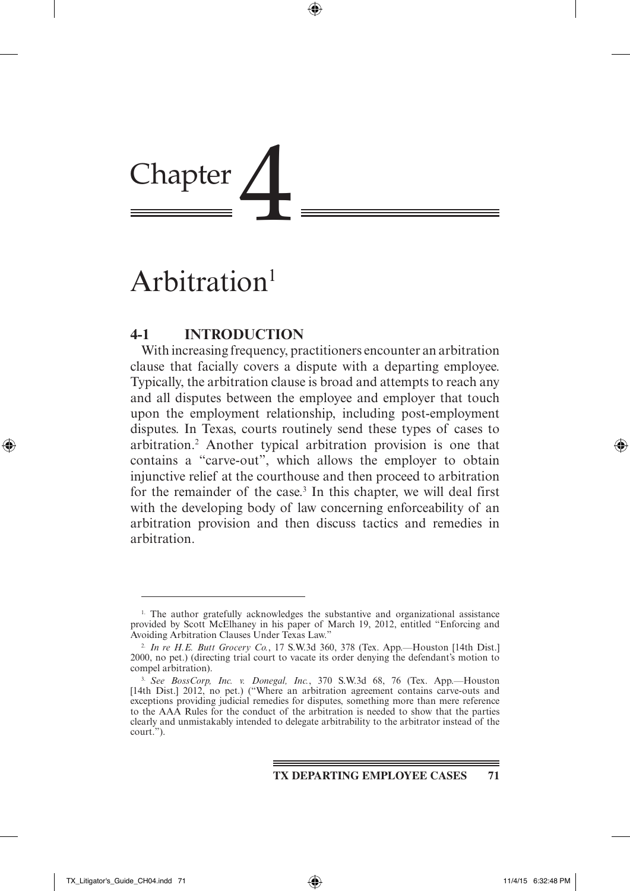# Chapter 4

# Arbitration[1]

## 4-1 INTRODUCTION

With increasing frequency, practitioners encounter an arbitration clause that facially covers a dispute with a departing employee. Typically, the arbitration clause is broad and attempts to reach any and all disputes between the employee and employer that touch upon the employment relationship, including post-employment disputes. In Texas, courts routinely send these types of cases to arbitration.[2] Another typical arbitration provision is one that contains a "carve-out", which allows the employer to obtain injunctive relief at the courthouse and then proceed to arbitration for the remainder of the case.[3] In this chapter, we will deal first with the developing body of law concerning enforceability of an arbitration provision and then discuss tactics and remedies in arbitration.

---

[1] The author gratefully acknowledges the substantive and organizational assistance provided by Scott McElhaney in his paper of March 19, 2012, entitled "Enforcing and Avoiding Arbitration Clauses Under Texas Law."

[2] *In re H.E. Butt Grocery Co.*, 17 S.W.3d 360, 378 (Tex. App.—Houston [14th Dist.] 2000, no pet.) (directing trial court to vacate its order denying the defendant's motion to compel arbitration).

[3] *See BossCorp, Inc. v. Donegal, Inc.*, 370 S.W.3d 68, 76 (Tex. App.—Houston [14th Dist.] 2012, no pet.) ("Where an arbitration agreement contains carve-outs and exceptions providing judicial remedies for disputes, something more than mere reference to the AAA Rules for the conduct of the arbitration is needed to show that the parties clearly and unmistakably intended to delegate arbitrability to the arbitrator instead of the court.").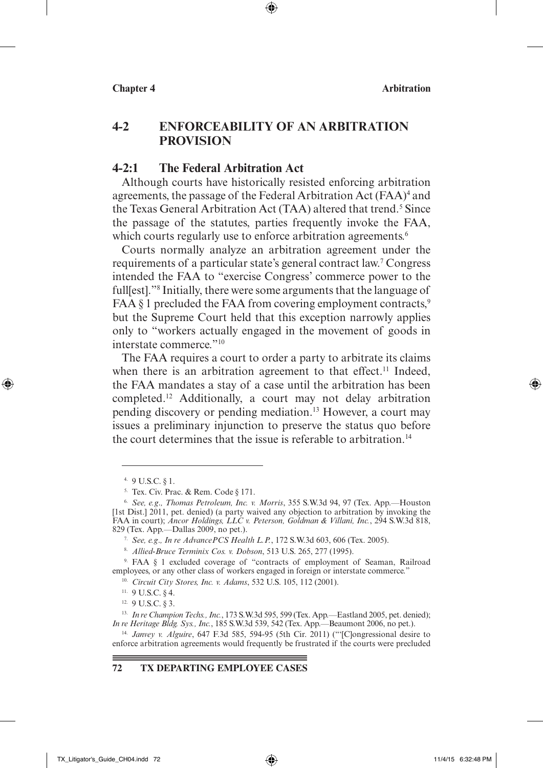## 4-2 ENFORCEABILITY OF AN ARBITRATION PROVISION

### 4-2:1 The Federal Arbitration Act

Although courts have historically resisted enforcing arbitration agreements, the passage of the Federal Arbitration Act (FAA)[4] and the Texas General Arbitration Act (TAA) altered that trend.[5] Since the passage of the statutes, parties frequently invoke the FAA, which courts regularly use to enforce arbitration agreements.[6]

Courts normally analyze an arbitration agreement under the requirements of a particular state's general contract law.[7] Congress intended the FAA to "exercise Congress' commerce power to the full[est]."[8] Initially, there were some arguments that the language of FAA § 1 precluded the FAA from covering employment contracts,[9] but the Supreme Court held that this exception narrowly applies only to "workers actually engaged in the movement of goods in interstate commerce."[10]

The FAA requires a court to order a party to arbitrate its claims when there is an arbitration agreement to that effect.[11] Indeed, the FAA mandates a stay of a case until the arbitration has been completed.[12] Additionally, a court may not delay arbitration pending discovery or pending mediation.[13] However, a court may issues a preliminary injunction to preserve the status quo before the court determines that the issue is referable to arbitration.[14]

---

4. 9 U.S.C. § 1.

5. Tex. Civ. Prac. & Rem. Code § 171.

6. *See, e.g., Thomas Petroleum, Inc. v. Morris*, 355 S.W.3d 94, 97 (Tex. App.—Houston [1st Dist.] 2011, pet. denied) (a party waived any objection to arbitration by invoking the FAA in court); *Ancor Holdings, LLC v. Peterson, Goldman & Villani, Inc.*, 294 S.W.3d 818, 829 (Tex. App.—Dallas 2009, no pet.).

7. *See, e.g., In re AdvancePCS Health L.P.*, 172 S.W.3d 603, 606 (Tex. 2005).

8. *Allied-Bruce Terminix Cos. v. Dobson*, 513 U.S. 265, 277 (1995).

9. FAA § 1 excluded coverage of "contracts of employment of Seaman, Railroad employees, or any other class of workers engaged in foreign or interstate commerce."

10. *Circuit City Stores, Inc. v. Adams*, 532 U.S. 105, 112 (2001).

11. 9 U.S.C. § 4.

12. 9 U.S.C. § 3.

13. *In re Champion Techs., Inc.*, 173 S.W.3d 595, 599 (Tex. App.—Eastland 2005, pet. denied); *In re Heritage Bldg. Sys., Inc.*, 185 S.W.3d 539, 542 (Tex. App.—Beaumont 2006, no pet.).

14. *Janvey v. Alguire*, 647 F.3d 585, 594-95 (5th Cir. 2011) ("'[C]ongressional desire to enforce arbitration agreements would frequently be frustrated if the courts were precluded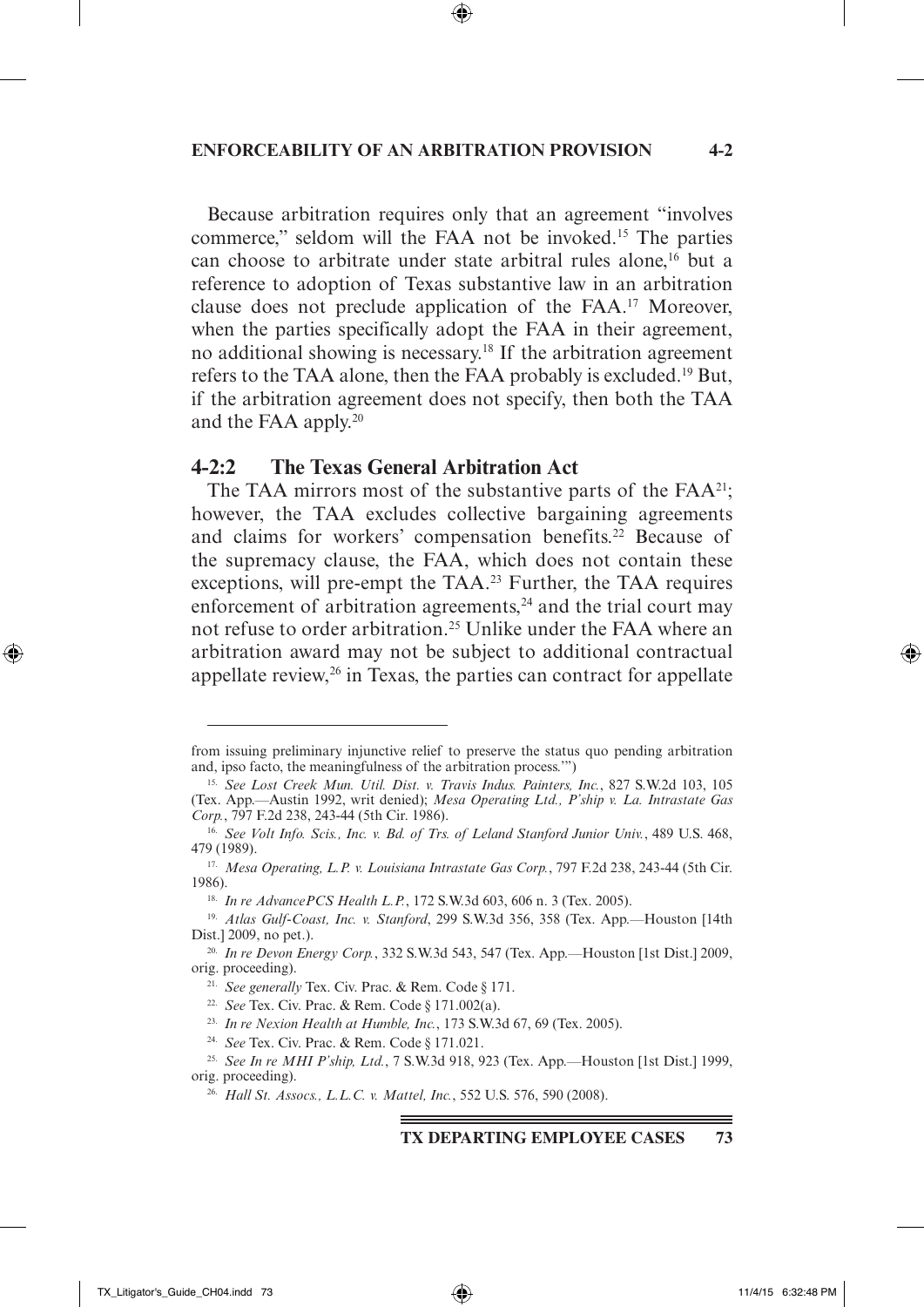Because arbitration requires only that an agreement "involves commerce," seldom will the FAA not be invoked.[15] The parties can choose to arbitrate under state arbitral rules alone,[16] but a reference to adoption of Texas substantive law in an arbitration clause does not preclude application of the FAA.[17] Moreover, when the parties specifically adopt the FAA in their agreement, no additional showing is necessary.[18] If the arbitration agreement refers to the TAA alone, then the FAA probably is excluded.[19] But, if the arbitration agreement does not specify, then both the TAA and the FAA apply.[20]

### 4-2:2 The Texas General Arbitration Act

The TAA mirrors most of the substantive parts of the FAA[21]; however, the TAA excludes collective bargaining agreements and claims for workers' compensation benefits.[22] Because of the supremacy clause, the FAA, which does not contain these exceptions, will pre-empt the TAA.[23] Further, the TAA requires enforcement of arbitration agreements,[24] and the trial court may not refuse to order arbitration.[25] Unlike under the FAA where an arbitration award may not be subject to additional contractual appellate review,[26] in Texas, the parties can contract for appellate

---

from issuing preliminary injunctive relief to preserve the status quo pending arbitration and, ipso facto, the meaningfulness of the arbitration process.'")

15. *See Lost Creek Mun. Util. Dist. v. Travis Indus. Painters, Inc.*, 827 S.W.2d 103, 105 (Tex. App.—Austin 1992, writ denied); *Mesa Operating Ltd., P'ship v. La. Intrastate Gas Corp.*, 797 F.2d 238, 243-44 (5th Cir. 1986).

16. *See Volt Info. Scis., Inc. v. Bd. of Trs. of Leland Stanford Junior Univ.*, 489 U.S. 468, 479 (1989).

17. *Mesa Operating, L.P. v. Louisiana Intrastate Gas Corp.*, 797 F.2d 238, 243-44 (5th Cir. 1986).

18. *In re AdvancePCS Health L.P.*, 172 S.W.3d 603, 606 n. 3 (Tex. 2005).

19. *Atlas Gulf-Coast, Inc. v. Stanford*, 299 S.W.3d 356, 358 (Tex. App.—Houston [14th Dist.] 2009, no pet.).

20. *In re Devon Energy Corp.*, 332 S.W.3d 543, 547 (Tex. App.—Houston [1st Dist.] 2009, orig. proceeding).

21. *See generally* Tex. Civ. Prac. & Rem. Code § 171.

22. *See* Tex. Civ. Prac. & Rem. Code § 171.002(a).

23. *In re Nexion Health at Humble, Inc.*, 173 S.W.3d 67, 69 (Tex. 2005).

24. *See* Tex. Civ. Prac. & Rem. Code § 171.021.

25. *See In re MHI P'ship, Ltd.*, 7 S.W.3d 918, 923 (Tex. App.—Houston [1st Dist.] 1999, orig. proceeding).

26. *Hall St. Assocs., L.L.C. v. Mattel, Inc.*, 552 U.S. 576, 590 (2008).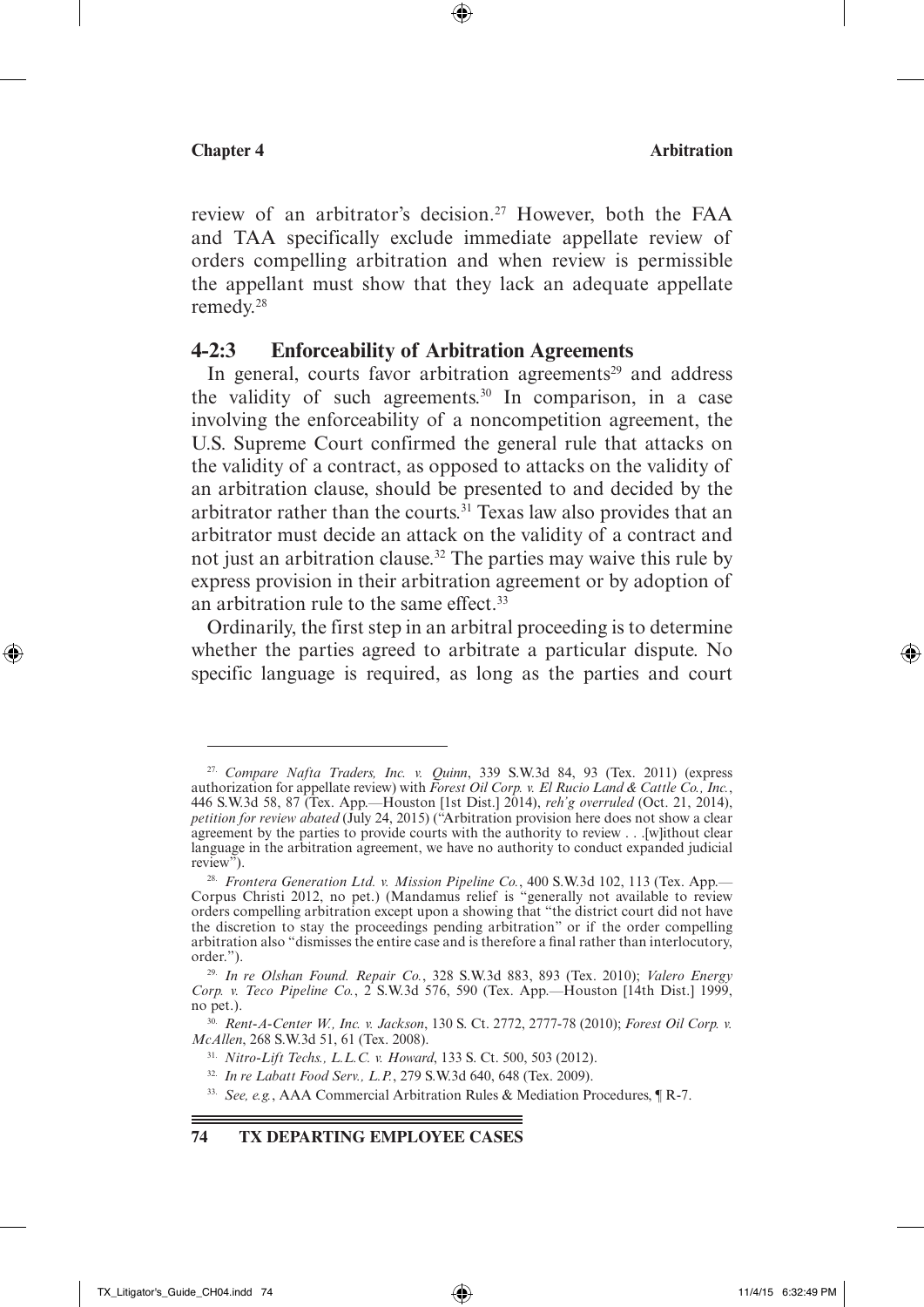review of an arbitrator's decision.[27] However, both the FAA and TAA specifically exclude immediate appellate review of orders compelling arbitration and when review is permissible the appellant must show that they lack an adequate appellate remedy.[28]

### 4-2:3 Enforceability of Arbitration Agreements

In general, courts favor arbitration agreements[29] and address the validity of such agreements.[30] In comparison, in a case involving the enforceability of a noncompetition agreement, the U.S. Supreme Court confirmed the general rule that attacks on the validity of a contract, as opposed to attacks on the validity of an arbitration clause, should be presented to and decided by the arbitrator rather than the courts.[31] Texas law also provides that an arbitrator must decide an attack on the validity of a contract and not just an arbitration clause.[32] The parties may waive this rule by express provision in their arbitration agreement or by adoption of an arbitration rule to the same effect.[33]

Ordinarily, the first step in an arbitral proceeding is to determine whether the parties agreed to arbitrate a particular dispute. No specific language is required, as long as the parties and court

---

[27] *Compare Nafta Traders, Inc. v. Quinn*, 339 S.W.3d 84, 93 (Tex. 2011) (express authorization for appellate review) with *Forest Oil Corp. v. El Rucio Land & Cattle Co., Inc.*, 446 S.W.3d 58, 87 (Tex. App.—Houston [1st Dist.] 2014), *reh'g overruled* (Oct. 21, 2014), *petition for review abated* (July 24, 2015) ("Arbitration provision here does not show a clear agreement by the parties to provide courts with the authority to review . . .[w]ithout clear language in the arbitration agreement, we have no authority to conduct expanded judicial review").

[28] *Frontera Generation Ltd. v. Mission Pipeline Co.*, 400 S.W.3d 102, 113 (Tex. App.—Corpus Christi 2012, no pet.) (Mandamus relief is "generally not available to review orders compelling arbitration except upon a showing that "the district court did not have the discretion to stay the proceedings pending arbitration" or if the order compelling arbitration also "dismisses the entire case and is therefore a final rather than interlocutory, order.").

[29] *In re Olshan Found. Repair Co.*, 328 S.W.3d 883, 893 (Tex. 2010); *Valero Energy Corp. v. Teco Pipeline Co.*, 2 S.W.3d 576, 590 (Tex. App.—Houston [14th Dist.] 1999, no pet.).

[30] *Rent-A-Center W., Inc. v. Jackson*, 130 S. Ct. 2772, 2777-78 (2010); *Forest Oil Corp. v. McAllen*, 268 S.W.3d 51, 61 (Tex. 2008).

[31] *Nitro-Lift Techs., L.L.C. v. Howard*, 133 S. Ct. 500, 503 (2012).

[32] *In re Labatt Food Serv., L.P.*, 279 S.W.3d 640, 648 (Tex. 2009).

[33] *See, e.g.*, AAA Commercial Arbitration Rules & Mediation Procedures, ¶ R-7.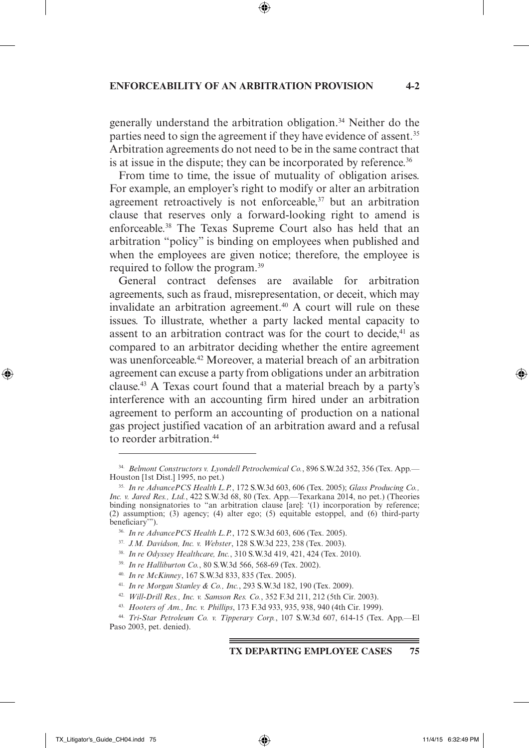generally understand the arbitration obligation.[34] Neither do the parties need to sign the agreement if they have evidence of assent.[35] Arbitration agreements do not need to be in the same contract that is at issue in the dispute; they can be incorporated by reference.[36]

From time to time, the issue of mutuality of obligation arises. For example, an employer's right to modify or alter an arbitration agreement retroactively is not enforceable,[37] but an arbitration clause that reserves only a forward-looking right to amend is enforceable.[38] The Texas Supreme Court also has held that an arbitration "policy" is binding on employees when published and when the employees are given notice; therefore, the employee is required to follow the program.[39]

General contract defenses are available for arbitration agreements, such as fraud, misrepresentation, or deceit, which may invalidate an arbitration agreement.[40] A court will rule on these issues. To illustrate, whether a party lacked mental capacity to assent to an arbitration contract was for the court to decide,[41] as compared to an arbitrator deciding whether the entire agreement was unenforceable.[42] Moreover, a material breach of an arbitration agreement can excuse a party from obligations under an arbitration clause.[43] A Texas court found that a material breach by a party's interference with an accounting firm hired under an arbitration agreement to perform an accounting of production on a national gas project justified vacation of an arbitration award and a refusal to reorder arbitration.[44]

---

[34] *Belmont Constructors v. Lyondell Petrochemical Co.*, 896 S.W.2d 352, 356 (Tex. App.—Houston [1st Dist.] 1995, no pet.)

[35] *In re AdvancePCS Health L.P.*, 172 S.W.3d 603, 606 (Tex. 2005); *Glass Producing Co., Inc. v. Jared Res., Ltd.*, 422 S.W.3d 68, 80 (Tex. App.—Texarkana 2014, no pet.) (Theories binding nonsignatories to "an arbitration clause [are]: '(1) incorporation by reference; (2) assumption; (3) agency; (4) alter ego; (5) equitable estoppel, and (6) third-party beneficiary'").

[36] *In re AdvancePCS Health L.P.*, 172 S.W.3d 603, 606 (Tex. 2005).

[37] *J.M. Davidson, Inc. v. Webster*, 128 S.W.3d 223, 238 (Tex. 2003).

[38] *In re Odyssey Healthcare, Inc.*, 310 S.W.3d 419, 421, 424 (Tex. 2010).

[39] *In re Halliburton Co.*, 80 S.W.3d 566, 568-69 (Tex. 2002).

[40] *In re McKinney*, 167 S.W.3d 833, 835 (Tex. 2005).

[41] *In re Morgan Stanley & Co., Inc.*, 293 S.W.3d 182, 190 (Tex. 2009).

[42] *Will-Drill Res., Inc. v. Samson Res. Co.*, 352 F.3d 211, 212 (5th Cir. 2003).

[43] *Hooters of Am., Inc. v. Phillips*, 173 F.3d 933, 935, 938, 940 (4th Cir. 1999).

[44] *Tri-Star Petroleum Co. v. Tipperary Corp.*, 107 S.W.3d 607, 614-15 (Tex. App.—El Paso 2003, pet. denied).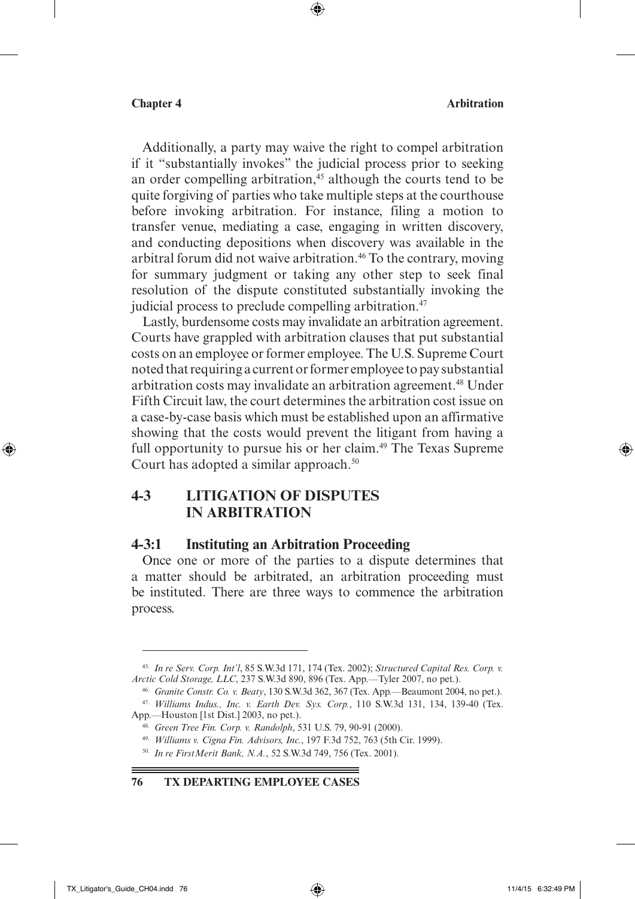Additionally, a party may waive the right to compel arbitration if it "substantially invokes" the judicial process prior to seeking an order compelling arbitration,[45] although the courts tend to be quite forgiving of parties who take multiple steps at the courthouse before invoking arbitration. For instance, filing a motion to transfer venue, mediating a case, engaging in written discovery, and conducting depositions when discovery was available in the arbitral forum did not waive arbitration.[46] To the contrary, moving for summary judgment or taking any other step to seek final resolution of the dispute constituted substantially invoking the judicial process to preclude compelling arbitration.[47]

Lastly, burdensome costs may invalidate an arbitration agreement. Courts have grappled with arbitration clauses that put substantial costs on an employee or former employee. The U.S. Supreme Court noted that requiring a current or former employee to pay substantial arbitration costs may invalidate an arbitration agreement.[48] Under Fifth Circuit law, the court determines the arbitration cost issue on a case-by-case basis which must be established upon an affirmative showing that the costs would prevent the litigant from having a full opportunity to pursue his or her claim.[49] The Texas Supreme Court has adopted a similar approach.[50]

## 4-3 LITIGATION OF DISPUTES IN ARBITRATION

### 4-3:1 Instituting an Arbitration Proceeding

Once one or more of the parties to a dispute determines that a matter should be arbitrated, an arbitration proceeding must be instituted. There are three ways to commence the arbitration process.

---

[45] *In re Serv. Corp. Int'l*, 85 S.W.3d 171, 174 (Tex. 2002); *Structured Capital Res. Corp. v. Arctic Cold Storage, LLC*, 237 S.W.3d 890, 896 (Tex. App.—Tyler 2007, no pet.).

[46] *Granite Constr. Co. v. Beaty*, 130 S.W.3d 362, 367 (Tex. App.—Beaumont 2004, no pet.).

[47] *Williams Indus., Inc. v. Earth Dev. Sys. Corp.*, 110 S.W.3d 131, 134, 139-40 (Tex. App.—Houston [1st Dist.] 2003, no pet.).

[48] *Green Tree Fin. Corp. v. Randolph*, 531 U.S. 79, 90-91 (2000).

[49] *Williams v. Cigna Fin. Advisors, Inc.*, 197 F.3d 752, 763 (5th Cir. 1999).

[50] *In re FirstMerit Bank, N.A.*, 52 S.W.3d 749, 756 (Tex. 2001).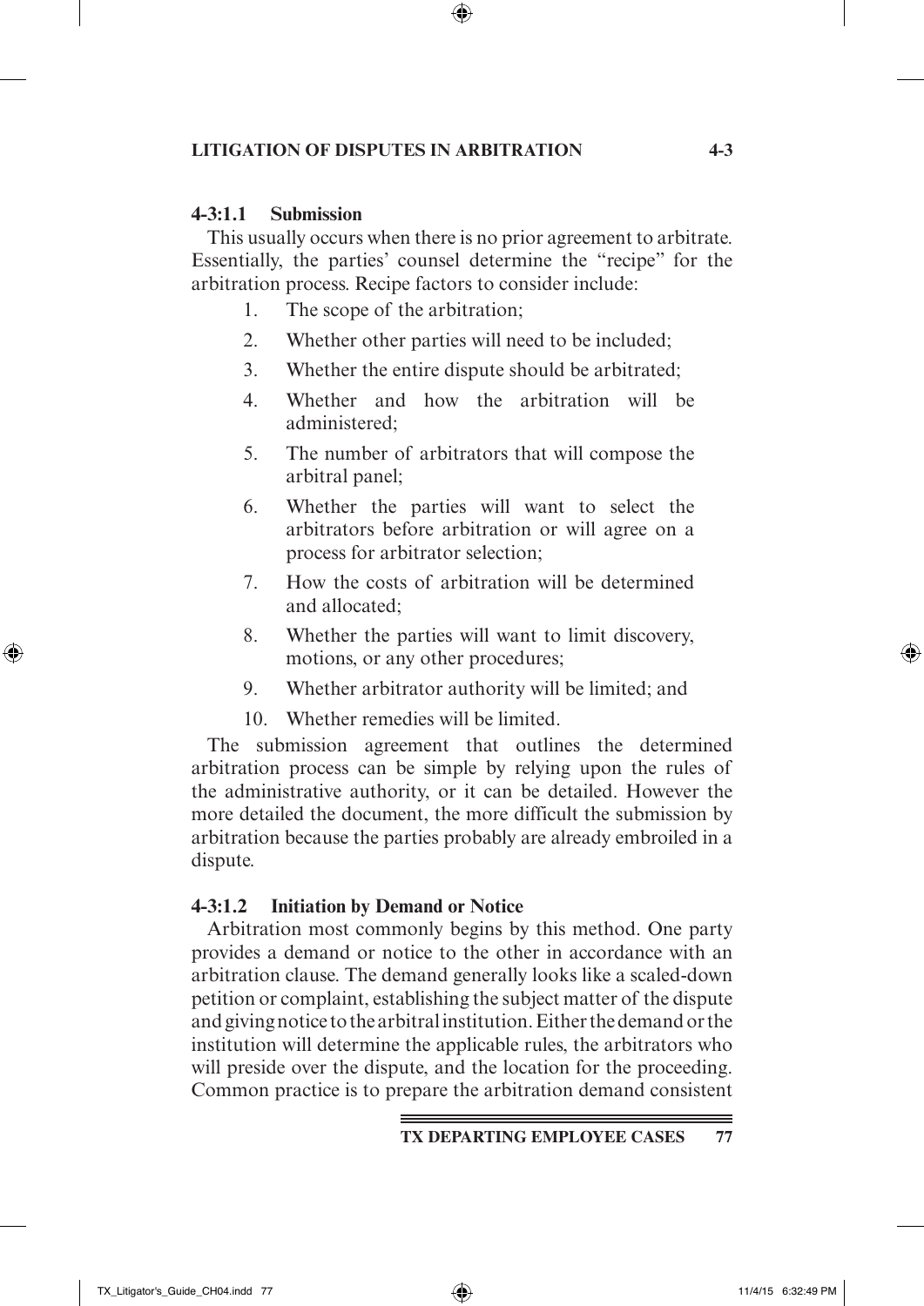#### 4-3:1.1 Submission

This usually occurs when there is no prior agreement to arbitrate. Essentially, the parties' counsel determine the "recipe" for the arbitration process. Recipe factors to consider include:

1. The scope of the arbitration;
2. Whether other parties will need to be included;
3. Whether the entire dispute should be arbitrated;
4. Whether and how the arbitration will be administered;
5. The number of arbitrators that will compose the arbitral panel;
6. Whether the parties will want to select the arbitrators before arbitration or will agree on a process for arbitrator selection;
7. How the costs of arbitration will be determined and allocated;
8. Whether the parties will want to limit discovery, motions, or any other procedures;
9. Whether arbitrator authority will be limited; and
10. Whether remedies will be limited.

The submission agreement that outlines the determined arbitration process can be simple by relying upon the rules of the administrative authority, or it can be detailed. However the more detailed the document, the more difficult the submission by arbitration because the parties probably are already embroiled in a dispute.

#### 4-3:1.2 Initiation by Demand or Notice

Arbitration most commonly begins by this method. One party provides a demand or notice to the other in accordance with an arbitration clause. The demand generally looks like a scaled-down petition or complaint, establishing the subject matter of the dispute and giving notice to the arbitral institution. Either the demand or the institution will determine the applicable rules, the arbitrators who will preside over the dispute, and the location for the proceeding. Common practice is to prepare the arbitration demand consistent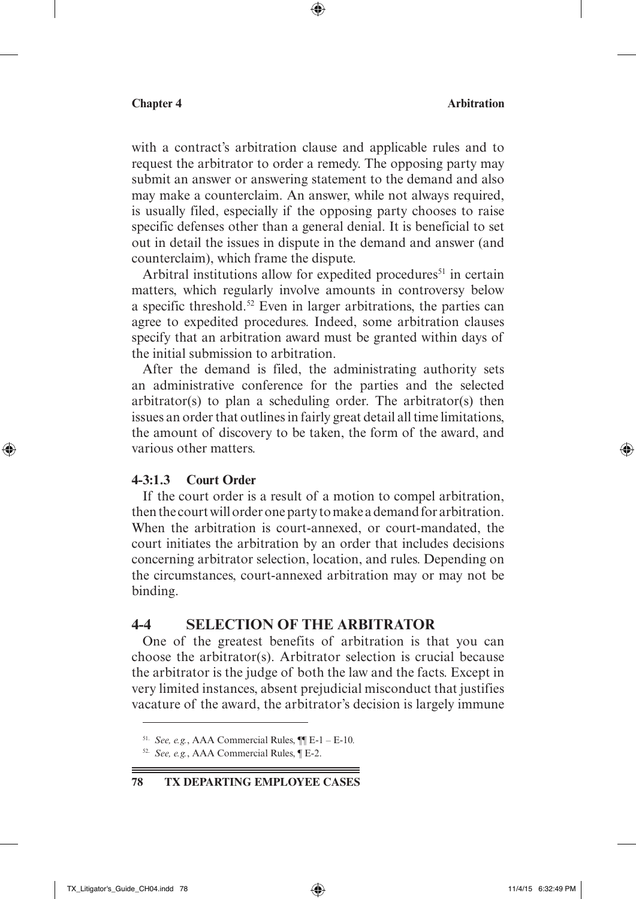with a contract's arbitration clause and applicable rules and to request the arbitrator to order a remedy. The opposing party may submit an answer or answering statement to the demand and also may make a counterclaim. An answer, while not always required, is usually filed, especially if the opposing party chooses to raise specific defenses other than a general denial. It is beneficial to set out in detail the issues in dispute in the demand and answer (and counterclaim), which frame the dispute.

Arbitral institutions allow for expedited procedures[51] in certain matters, which regularly involve amounts in controversy below a specific threshold.[52] Even in larger arbitrations, the parties can agree to expedited procedures. Indeed, some arbitration clauses specify that an arbitration award must be granted within days of the initial submission to arbitration.

After the demand is filed, the administrating authority sets an administrative conference for the parties and the selected arbitrator(s) to plan a scheduling order. The arbitrator(s) then issues an order that outlines in fairly great detail all time limitations, the amount of discovery to be taken, the form of the award, and various other matters.

### 4-3:1.3 Court Order

If the court order is a result of a motion to compel arbitration, then the court will order one party to make a demand for arbitration. When the arbitration is court-annexed, or court-mandated, the court initiates the arbitration by an order that includes decisions concerning arbitrator selection, location, and rules. Depending on the circumstances, court-annexed arbitration may or may not be binding.

## 4-4 SELECTION OF THE ARBITRATOR

One of the greatest benefits of arbitration is that you can choose the arbitrator(s). Arbitrator selection is crucial because the arbitrator is the judge of both the law and the facts. Except in very limited instances, absent prejudicial misconduct that justifies vacature of the award, the arbitrator's decision is largely immune

---

51. *See, e.g.*, AAA Commercial Rules, ¶¶ E-1 – E-10.

52. *See, e.g.*, AAA Commercial Rules, ¶ E-2.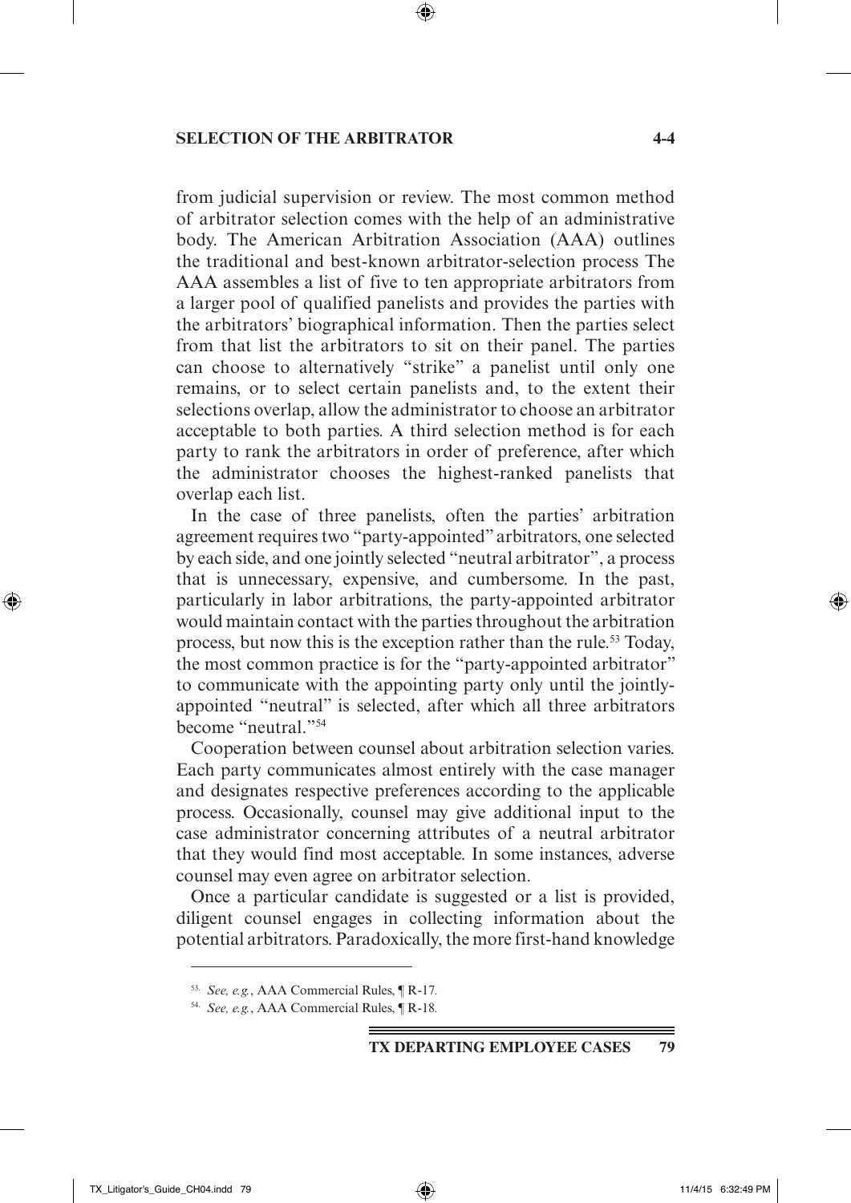from judicial supervision or review. The most common method of arbitrator selection comes with the help of an administrative body. The American Arbitration Association (AAA) outlines the traditional and best-known arbitrator-selection process The AAA assembles a list of five to ten appropriate arbitrators from a larger pool of qualified panelists and provides the parties with the arbitrators' biographical information. Then the parties select from that list the arbitrators to sit on their panel. The parties can choose to alternatively "strike" a panelist until only one remains, or to select certain panelists and, to the extent their selections overlap, allow the administrator to choose an arbitrator acceptable to both parties. A third selection method is for each party to rank the arbitrators in order of preference, after which the administrator chooses the highest-ranked panelists that overlap each list.

In the case of three panelists, often the parties' arbitration agreement requires two "party-appointed" arbitrators, one selected by each side, and one jointly selected "neutral arbitrator", a process that is unnecessary, expensive, and cumbersome. In the past, particularly in labor arbitrations, the party-appointed arbitrator would maintain contact with the parties throughout the arbitration process, but now this is the exception rather than the rule.[53] Today, the most common practice is for the "party-appointed arbitrator" to communicate with the appointing party only until the jointly-appointed "neutral" is selected, after which all three arbitrators become "neutral."[54]

Cooperation between counsel about arbitration selection varies. Each party communicates almost entirely with the case manager and designates respective preferences according to the applicable process. Occasionally, counsel may give additional input to the case administrator concerning attributes of a neutral arbitrator that they would find most acceptable. In some instances, adverse counsel may even agree on arbitrator selection.

Once a particular candidate is suggested or a list is provided, diligent counsel engages in collecting information about the potential arbitrators. Paradoxically, the more first-hand knowledge

---

[53] *See, e.g.*, AAA Commercial Rules, ¶ R-17.

[54] *See, e.g.*, AAA Commercial Rules, ¶ R-18.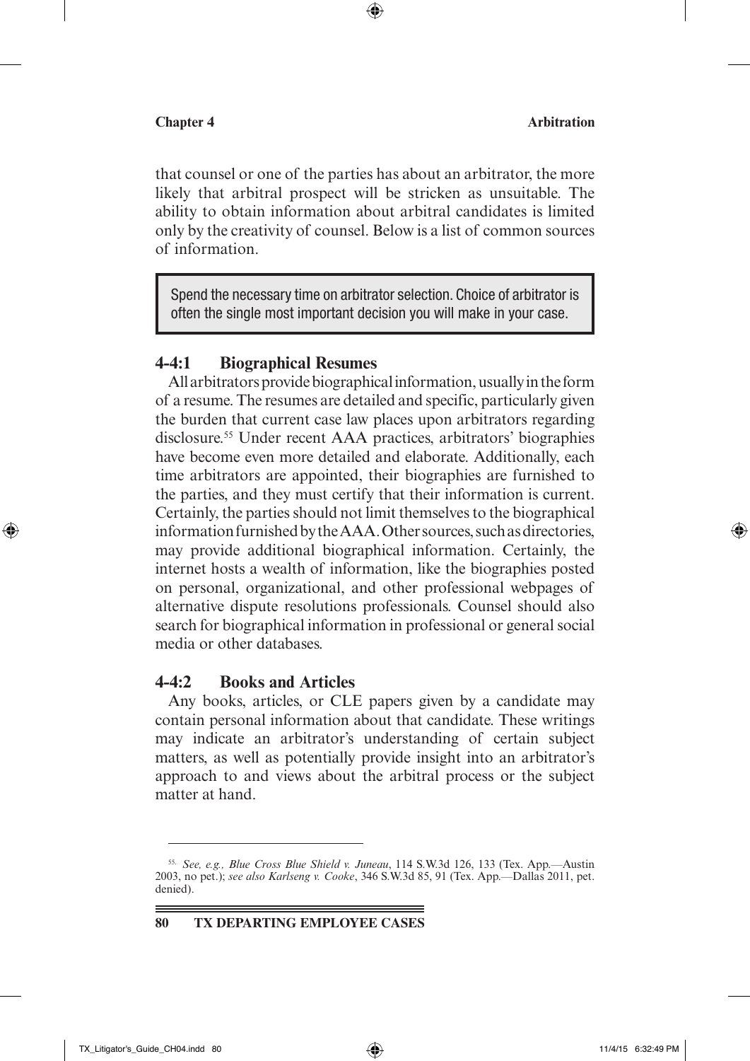that counsel or one of the parties has about an arbitrator, the more likely that arbitral prospect will be stricken as unsuitable. The ability to obtain information about arbitral candidates is limited only by the creativity of counsel. Below is a list of common sources of information.

> Spend the necessary time on arbitrator selection. Choice of arbitrator is often the single most important decision you will make in your case.

### 4-4:1 Biographical Resumes

All arbitrators provide biographical information, usually in the form of a resume. The resumes are detailed and specific, particularly given the burden that current case law places upon arbitrators regarding disclosure.[55] Under recent AAA practices, arbitrators' biographies have become even more detailed and elaborate. Additionally, each time arbitrators are appointed, their biographies are furnished to the parties, and they must certify that their information is current. Certainly, the parties should not limit themselves to the biographical information furnished by the AAA. Other sources, such as directories, may provide additional biographical information. Certainly, the internet hosts a wealth of information, like the biographies posted on personal, organizational, and other professional webpages of alternative dispute resolutions professionals. Counsel should also search for biographical information in professional or general social media or other databases.

### 4-4:2 Books and Articles

Any books, articles, or CLE papers given by a candidate may contain personal information about that candidate. These writings may indicate an arbitrator's understanding of certain subject matters, as well as potentially provide insight into an arbitrator's approach to and views about the arbitral process or the subject matter at hand.

---

[55] *See, e.g., Blue Cross Blue Shield v. Juneau*, 114 S.W.3d 126, 133 (Tex. App.—Austin 2003, no pet.); *see also Karlseng v. Cooke*, 346 S.W.3d 85, 91 (Tex. App.—Dallas 2011, pet. denied).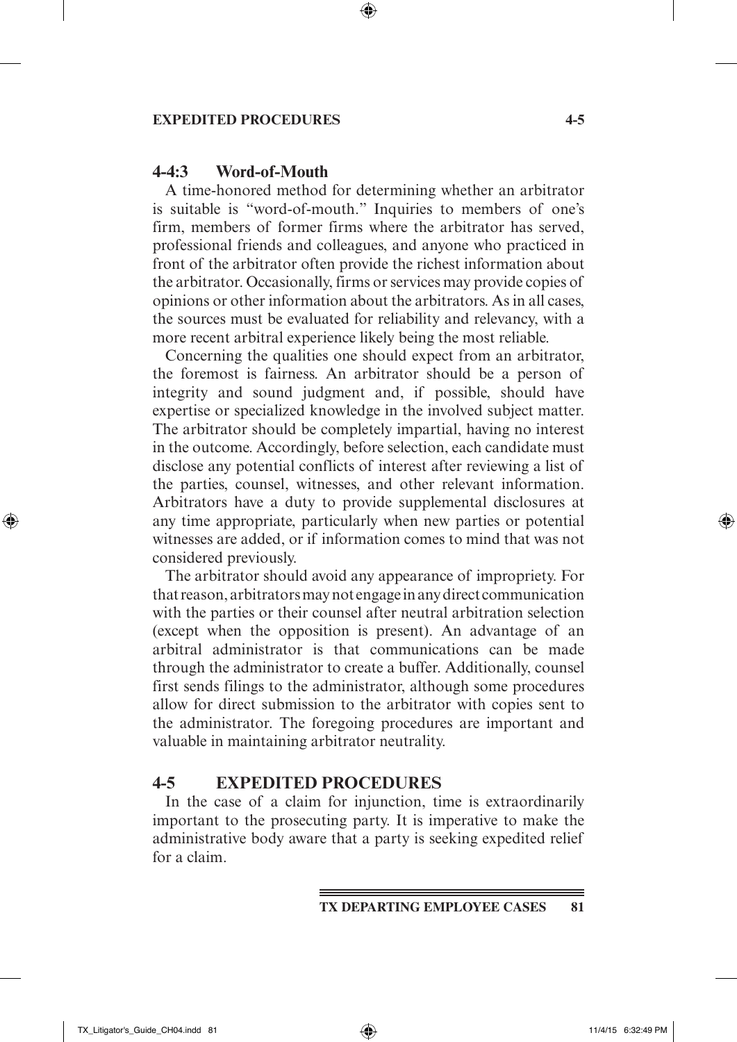### 4-4:3 Word-of-Mouth

A time-honored method for determining whether an arbitrator is suitable is "word-of-mouth." Inquiries to members of one's firm, members of former firms where the arbitrator has served, professional friends and colleagues, and anyone who practiced in front of the arbitrator often provide the richest information about the arbitrator. Occasionally, firms or services may provide copies of opinions or other information about the arbitrators. As in all cases, the sources must be evaluated for reliability and relevancy, with a more recent arbitral experience likely being the most reliable.

Concerning the qualities one should expect from an arbitrator, the foremost is fairness. An arbitrator should be a person of integrity and sound judgment and, if possible, should have expertise or specialized knowledge in the involved subject matter. The arbitrator should be completely impartial, having no interest in the outcome. Accordingly, before selection, each candidate must disclose any potential conflicts of interest after reviewing a list of the parties, counsel, witnesses, and other relevant information. Arbitrators have a duty to provide supplemental disclosures at any time appropriate, particularly when new parties or potential witnesses are added, or if information comes to mind that was not considered previously.

The arbitrator should avoid any appearance of impropriety. For that reason, arbitrators may not engage in any direct communication with the parties or their counsel after neutral arbitration selection (except when the opposition is present). An advantage of an arbitral administrator is that communications can be made through the administrator to create a buffer. Additionally, counsel first sends filings to the administrator, although some procedures allow for direct submission to the arbitrator with copies sent to the administrator. The foregoing procedures are important and valuable in maintaining arbitrator neutrality.

## 4-5 EXPEDITED PROCEDURES

In the case of a claim for injunction, time is extraordinarily important to the prosecuting party. It is imperative to make the administrative body aware that a party is seeking expedited relief for a claim.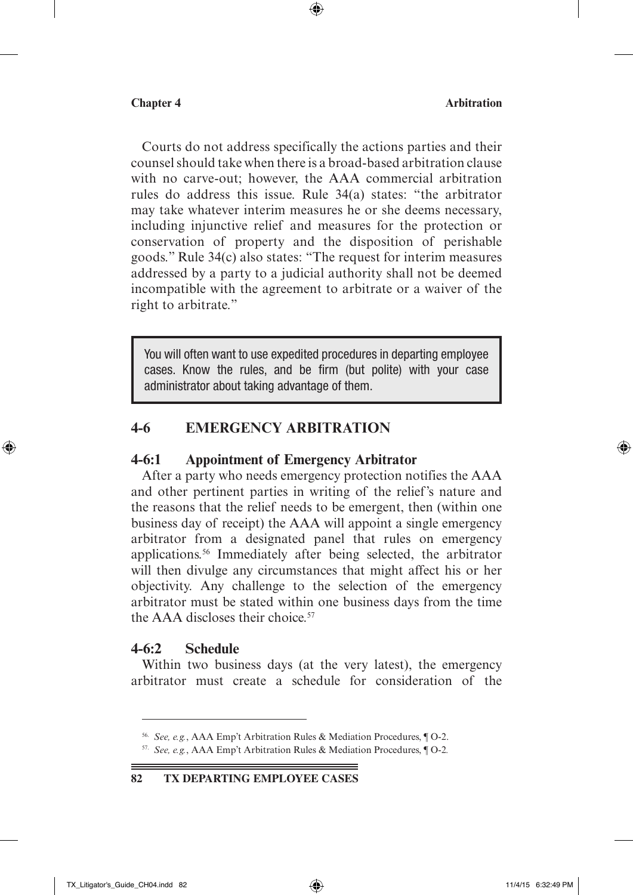Courts do not address specifically the actions parties and their counsel should take when there is a broad-based arbitration clause with no carve-out; however, the AAA commercial arbitration rules do address this issue. Rule 34(a) states: "the arbitrator may take whatever interim measures he or she deems necessary, including injunctive relief and measures for the protection or conservation of property and the disposition of perishable goods." Rule 34(c) also states: "The request for interim measures addressed by a party to a judicial authority shall not be deemed incompatible with the agreement to arbitrate or a waiver of the right to arbitrate."

> You will often want to use expedited procedures in departing employee cases. Know the rules, and be firm (but polite) with your case administrator about taking advantage of them.

## 4-6 EMERGENCY ARBITRATION

### 4-6:1 Appointment of Emergency Arbitrator

After a party who needs emergency protection notifies the AAA and other pertinent parties in writing of the relief's nature and the reasons that the relief needs to be emergent, then (within one business day of receipt) the AAA will appoint a single emergency arbitrator from a designated panel that rules on emergency applications.[56] Immediately after being selected, the arbitrator will then divulge any circumstances that might affect his or her objectivity. Any challenge to the selection of the emergency arbitrator must be stated within one business days from the time the AAA discloses their choice.[57]

### 4-6:2 Schedule

Within two business days (at the very latest), the emergency arbitrator must create a schedule for consideration of the

---

[56] *See, e.g.*, AAA Emp't Arbitration Rules & Mediation Procedures, ¶ O-2.

[57] *See, e.g.*, AAA Emp't Arbitration Rules & Mediation Procedures, ¶ O-2.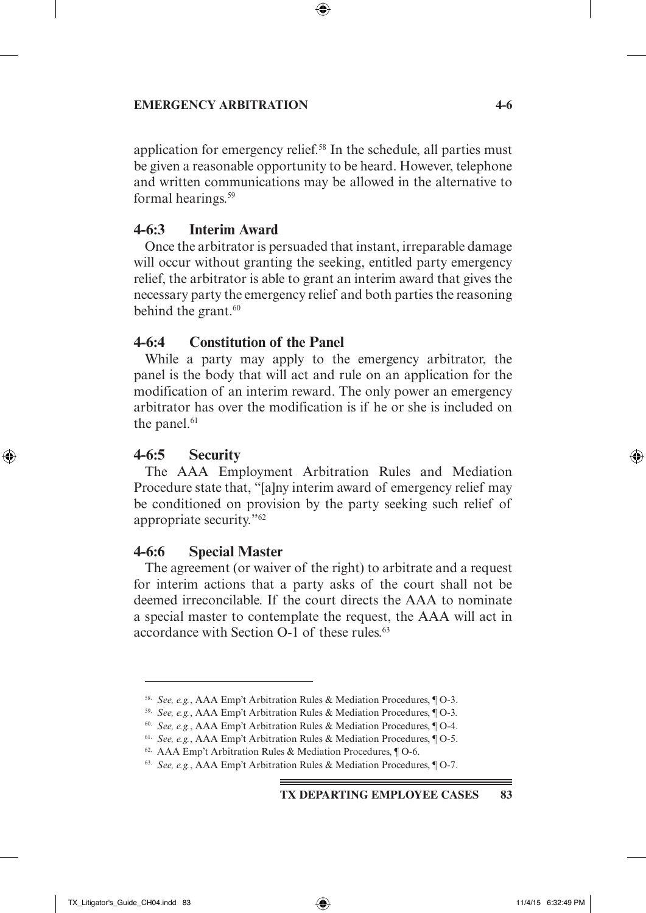application for emergency relief.[58] In the schedule, all parties must be given a reasonable opportunity to be heard. However, telephone and written communications may be allowed in the alternative to formal hearings.[59]

### 4-6:3 Interim Award

Once the arbitrator is persuaded that instant, irreparable damage will occur without granting the seeking, entitled party emergency relief, the arbitrator is able to grant an interim award that gives the necessary party the emergency relief and both parties the reasoning behind the grant.[60]

### 4-6:4 Constitution of the Panel

While a party may apply to the emergency arbitrator, the panel is the body that will act and rule on an application for the modification of an interim reward. The only power an emergency arbitrator has over the modification is if he or she is included on the panel.[61]

### 4-6:5 Security

The AAA Employment Arbitration Rules and Mediation Procedure state that, "[a]ny interim award of emergency relief may be conditioned on provision by the party seeking such relief of appropriate security."[62]

### 4-6:6 Special Master

The agreement (or waiver of the right) to arbitrate and a request for interim actions that a party asks of the court shall not be deemed irreconcilable. If the court directs the AAA to nominate a special master to contemplate the request, the AAA will act in accordance with Section O-1 of these rules.[63]

---

58. *See, e.g.*, AAA Emp't Arbitration Rules & Mediation Procedures, ¶ O-3.

59. *See, e.g.*, AAA Emp't Arbitration Rules & Mediation Procedures, ¶ O-3.

60. *See, e.g.*, AAA Emp't Arbitration Rules & Mediation Procedures, ¶ O-4.

61. *See, e.g.*, AAA Emp't Arbitration Rules & Mediation Procedures, ¶ O-5.

62. AAA Emp't Arbitration Rules & Mediation Procedures, ¶ O-6.

63. *See, e.g.*, AAA Emp't Arbitration Rules & Mediation Procedures, ¶ O-7.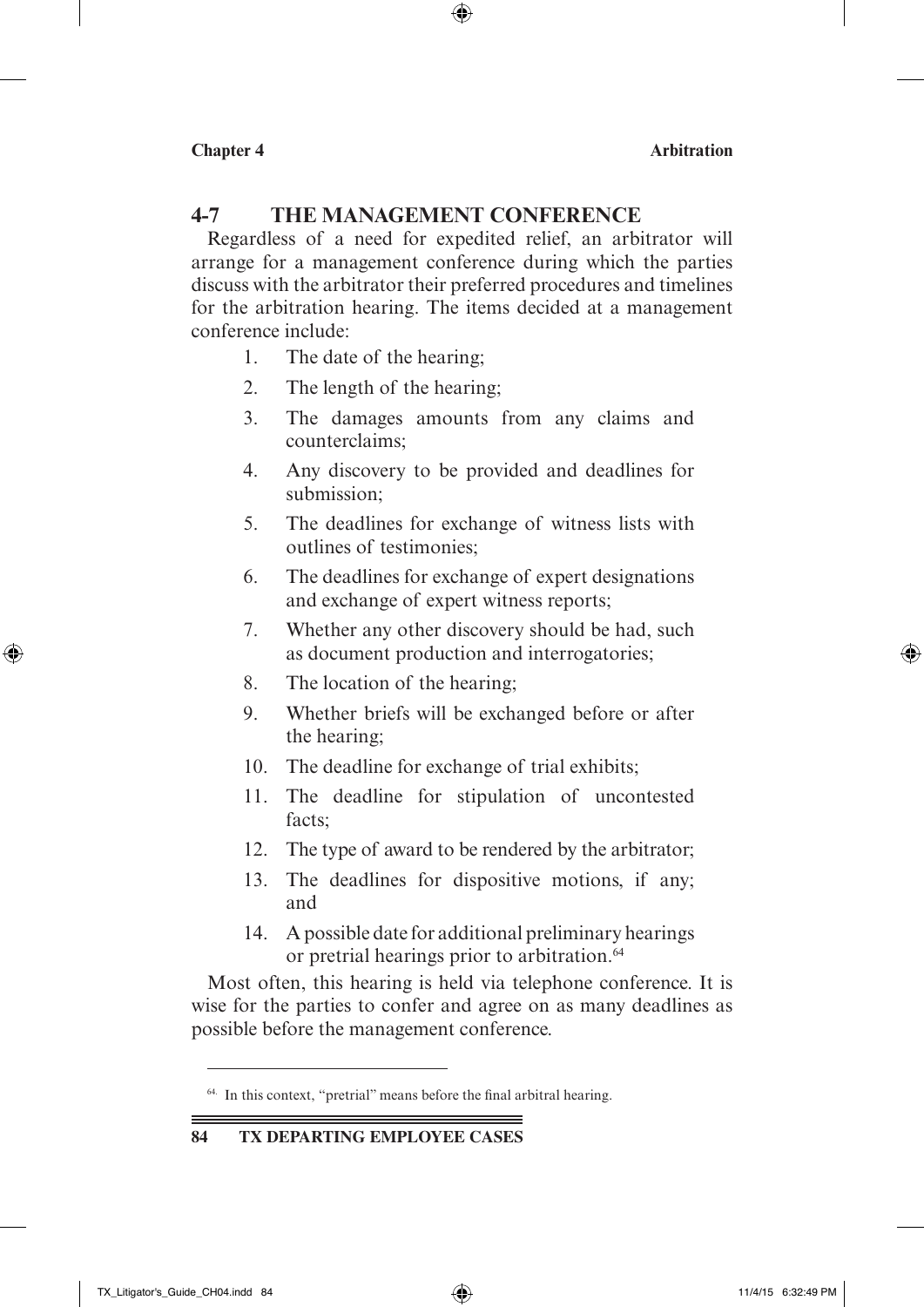## 4-7 THE MANAGEMENT CONFERENCE

Regardless of a need for expedited relief, an arbitrator will arrange for a management conference during which the parties discuss with the arbitrator their preferred procedures and timelines for the arbitration hearing. The items decided at a management conference include:

1. The date of the hearing;
2. The length of the hearing;
3. The damages amounts from any claims and counterclaims;
4. Any discovery to be provided and deadlines for submission;
5. The deadlines for exchange of witness lists with outlines of testimonies;
6. The deadlines for exchange of expert designations and exchange of expert witness reports;
7. Whether any other discovery should be had, such as document production and interrogatories;
8. The location of the hearing;
9. Whether briefs will be exchanged before or after the hearing;
10. The deadline for exchange of trial exhibits;
11. The deadline for stipulation of uncontested facts;
12. The type of award to be rendered by the arbitrator;
13. The deadlines for dispositive motions, if any; and
14. A possible date for additional preliminary hearings or pretrial hearings prior to arbitration.[64]

Most often, this hearing is held via telephone conference. It is wise for the parties to confer and agree on as many deadlines as possible before the management conference.

[64] In this context, "pretrial" means before the final arbitral hearing.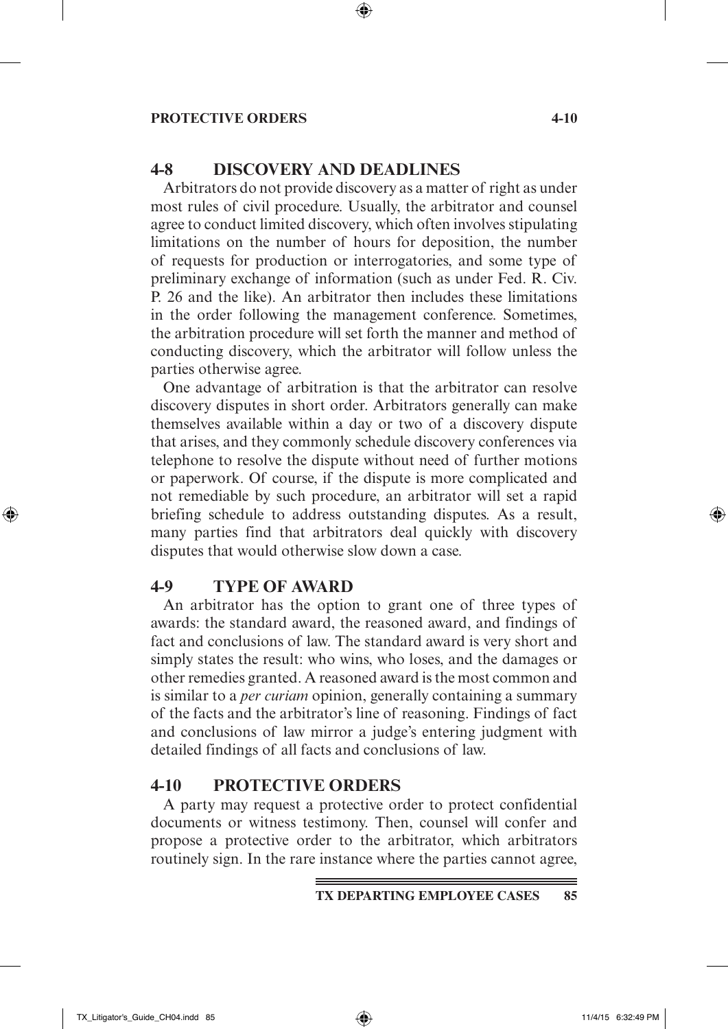## 4-8 DISCOVERY AND DEADLINES

Arbitrators do not provide discovery as a matter of right as under most rules of civil procedure. Usually, the arbitrator and counsel agree to conduct limited discovery, which often involves stipulating limitations on the number of hours for deposition, the number of requests for production or interrogatories, and some type of preliminary exchange of information (such as under Fed. R. Civ. P. 26 and the like). An arbitrator then includes these limitations in the order following the management conference. Sometimes, the arbitration procedure will set forth the manner and method of conducting discovery, which the arbitrator will follow unless the parties otherwise agree.

One advantage of arbitration is that the arbitrator can resolve discovery disputes in short order. Arbitrators generally can make themselves available within a day or two of a discovery dispute that arises, and they commonly schedule discovery conferences via telephone to resolve the dispute without need of further motions or paperwork. Of course, if the dispute is more complicated and not remediable by such procedure, an arbitrator will set a rapid briefing schedule to address outstanding disputes. As a result, many parties find that arbitrators deal quickly with discovery disputes that would otherwise slow down a case.

## 4-9 TYPE OF AWARD

An arbitrator has the option to grant one of three types of awards: the standard award, the reasoned award, and findings of fact and conclusions of law. The standard award is very short and simply states the result: who wins, who loses, and the damages or other remedies granted. A reasoned award is the most common and is similar to a *per curiam* opinion, generally containing a summary of the facts and the arbitrator's line of reasoning. Findings of fact and conclusions of law mirror a judge's entering judgment with detailed findings of all facts and conclusions of law.

## 4-10 PROTECTIVE ORDERS

A party may request a protective order to protect confidential documents or witness testimony. Then, counsel will confer and propose a protective order to the arbitrator, which arbitrators routinely sign. In the rare instance where the parties cannot agree,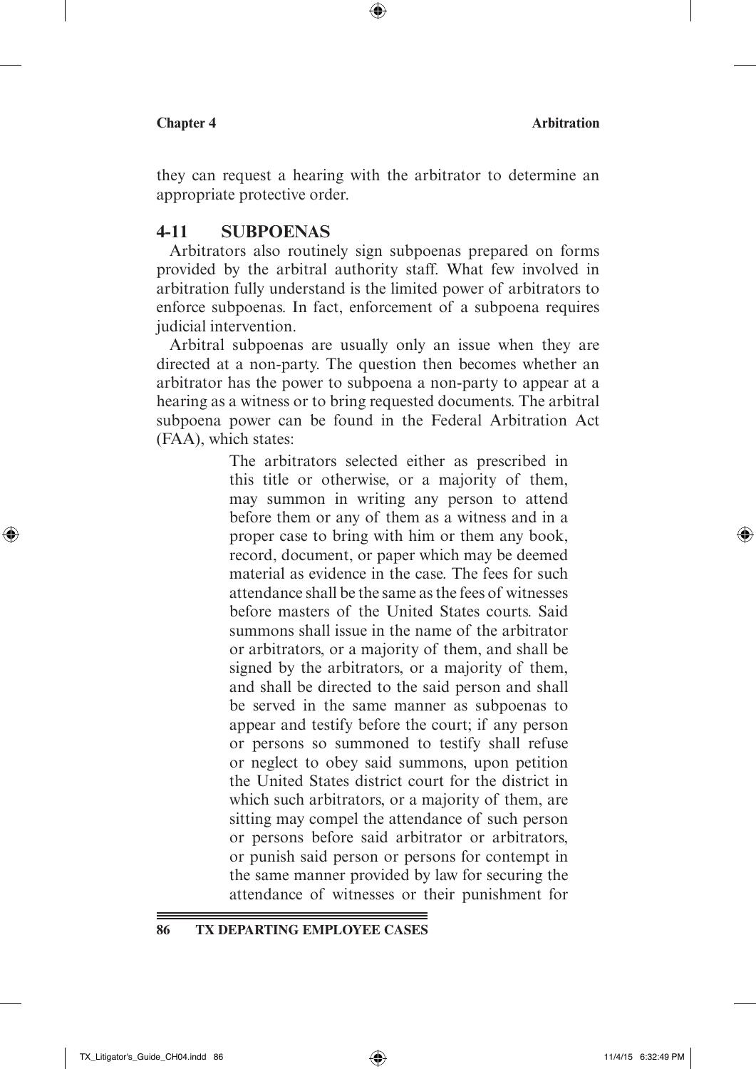they can request a hearing with the arbitrator to determine an appropriate protective order.

## 4-11 SUBPOENAS

Arbitrators also routinely sign subpoenas prepared on forms provided by the arbitral authority staff. What few involved in arbitration fully understand is the limited power of arbitrators to enforce subpoenas. In fact, enforcement of a subpoena requires judicial intervention.

Arbitral subpoenas are usually only an issue when they are directed at a non-party. The question then becomes whether an arbitrator has the power to subpoena a non-party to appear at a hearing as a witness or to bring requested documents. The arbitral subpoena power can be found in the Federal Arbitration Act (FAA), which states:

> The arbitrators selected either as prescribed in this title or otherwise, or a majority of them, may summon in writing any person to attend before them or any of them as a witness and in a proper case to bring with him or them any book, record, document, or paper which may be deemed material as evidence in the case. The fees for such attendance shall be the same as the fees of witnesses before masters of the United States courts. Said summons shall issue in the name of the arbitrator or arbitrators, or a majority of them, and shall be signed by the arbitrators, or a majority of them, and shall be directed to the said person and shall be served in the same manner as subpoenas to appear and testify before the court; if any person or persons so summoned to testify shall refuse or neglect to obey said summons, upon petition the United States district court for the district in which such arbitrators, or a majority of them, are sitting may compel the attendance of such person or persons before said arbitrator or arbitrators, or punish said person or persons for contempt in the same manner provided by law for securing the attendance of witnesses or their punishment for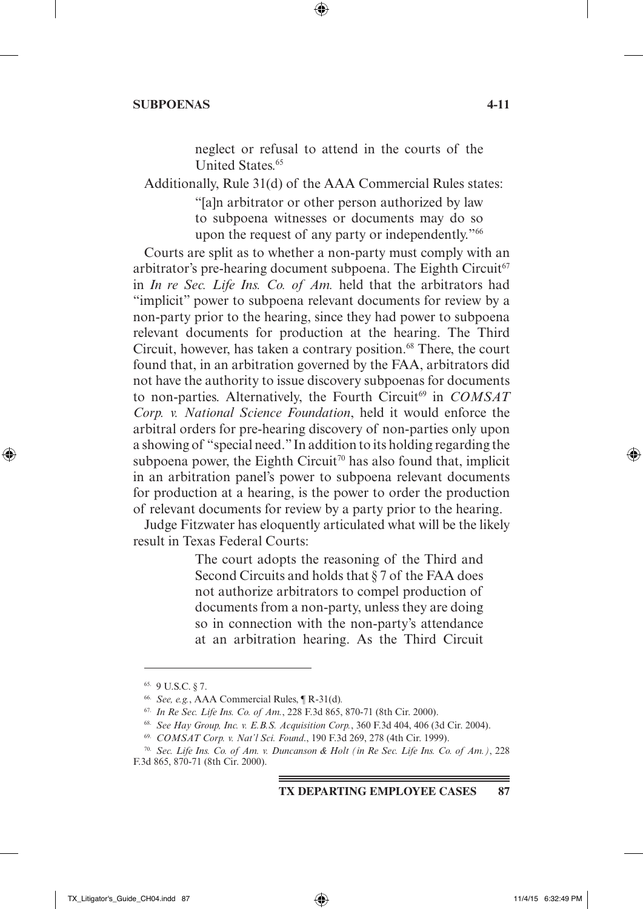> neglect or refusal to attend in the courts of the United States.[65]

Additionally, Rule 31(d) of the AAA Commercial Rules states:

> "[a]n arbitrator or other person authorized by law to subpoena witnesses or documents may do so upon the request of any party or independently."[66]

Courts are split as to whether a non-party must comply with an arbitrator's pre-hearing document subpoena. The Eighth Circuit[67] in *In re Sec. Life Ins. Co. of Am.* held that the arbitrators had "implicit" power to subpoena relevant documents for review by a non-party prior to the hearing, since they had power to subpoena relevant documents for production at the hearing. The Third Circuit, however, has taken a contrary position.[68] There, the court found that, in an arbitration governed by the FAA, arbitrators did not have the authority to issue discovery subpoenas for documents to non-parties. Alternatively, the Fourth Circuit[69] in *COMSAT Corp. v. National Science Foundation*, held it would enforce the arbitral orders for pre-hearing discovery of non-parties only upon a showing of "special need." In addition to its holding regarding the subpoena power, the Eighth Circuit[70] has also found that, implicit in an arbitration panel's power to subpoena relevant documents for production at a hearing, is the power to order the production of relevant documents for review by a party prior to the hearing.

Judge Fitzwater has eloquently articulated what will be the likely result in Texas Federal Courts:

> The court adopts the reasoning of the Third and Second Circuits and holds that § 7 of the FAA does not authorize arbitrators to compel production of documents from a non-party, unless they are doing so in connection with the non-party's attendance at an arbitration hearing. As the Third Circuit

---

65. 9 U.S.C. § 7.

66. *See, e.g.*, AAA Commercial Rules, ¶ R-31(d).

67. *In Re Sec. Life Ins. Co. of Am.*, 228 F.3d 865, 870-71 (8th Cir. 2000).

68. *See Hay Group, Inc. v. E.B.S. Acquisition Corp.*, 360 F.3d 404, 406 (3d Cir. 2004).

69. *COMSAT Corp. v. Nat'l Sci. Found.*, 190 F.3d 269, 278 (4th Cir. 1999).

70. *Sec. Life Ins. Co. of Am. v. Duncanson & Holt (in Re Sec. Life Ins. Co. of Am.)*, 228 F.3d 865, 870-71 (8th Cir. 2000).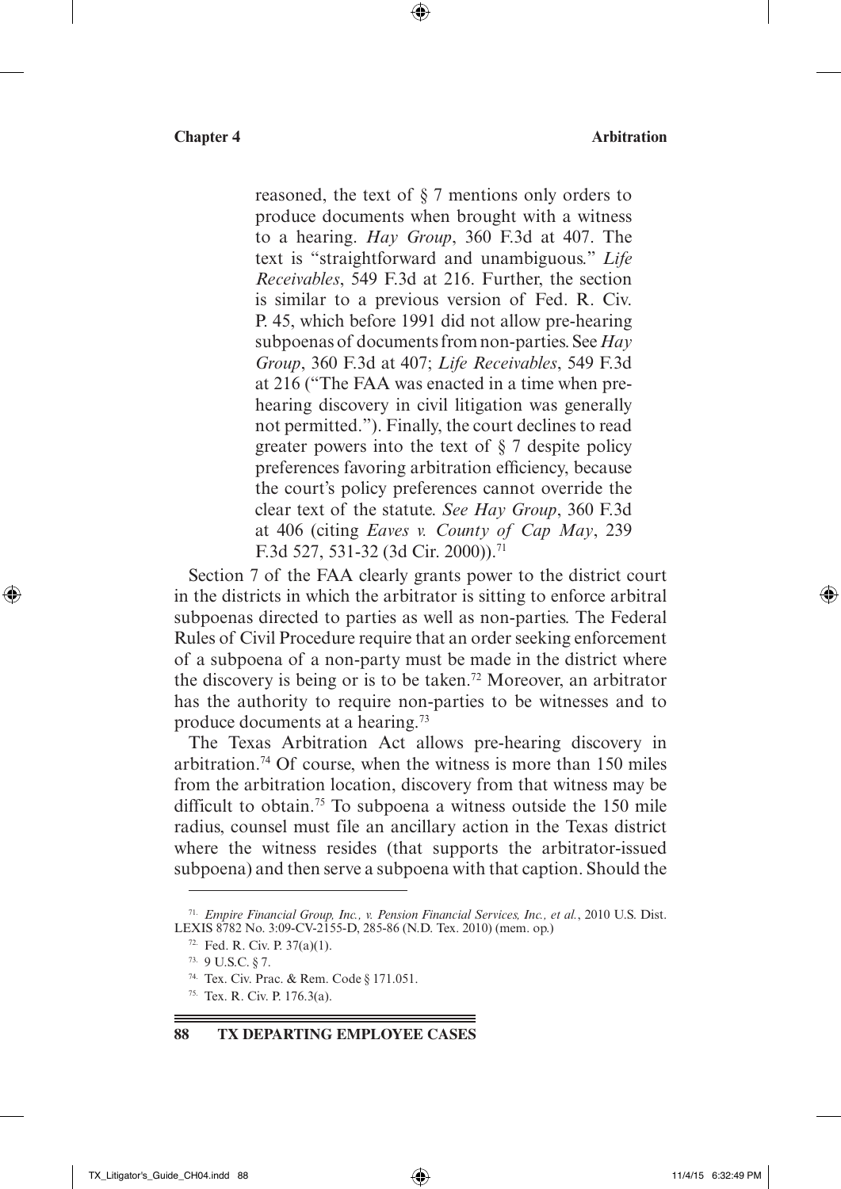> reasoned, the text of § 7 mentions only orders to produce documents when brought with a witness to a hearing. *Hay Group*, 360 F.3d at 407. The text is "straightforward and unambiguous." *Life Receivables*, 549 F.3d at 216. Further, the section is similar to a previous version of Fed. R. Civ. P. 45, which before 1991 did not allow pre-hearing subpoenas of documents from non-parties. See *Hay Group*, 360 F.3d at 407; *Life Receivables*, 549 F.3d at 216 ("The FAA was enacted in a time when pre-hearing discovery in civil litigation was generally not permitted."). Finally, the court declines to read greater powers into the text of § 7 despite policy preferences favoring arbitration efficiency, because the court's policy preferences cannot override the clear text of the statute. *See Hay Group*, 360 F.3d at 406 (citing *Eaves v. County of Cap May*, 239 F.3d 527, 531-32 (3d Cir. 2000)).[71]

Section 7 of the FAA clearly grants power to the district court in the districts in which the arbitrator is sitting to enforce arbitral subpoenas directed to parties as well as non-parties. The Federal Rules of Civil Procedure require that an order seeking enforcement of a subpoena of a non-party must be made in the district where the discovery is being or is to be taken.[72] Moreover, an arbitrator has the authority to require non-parties to be witnesses and to produce documents at a hearing.[73]

The Texas Arbitration Act allows pre-hearing discovery in arbitration.[74] Of course, when the witness is more than 150 miles from the arbitration location, discovery from that witness may be difficult to obtain.[75] To subpoena a witness outside the 150 mile radius, counsel must file an ancillary action in the Texas district where the witness resides (that supports the arbitrator-issued subpoena) and then serve a subpoena with that caption. Should the

---

[71] *Empire Financial Group, Inc., v. Pension Financial Services, Inc., et al.*, 2010 U.S. Dist. LEXIS 8782 No. 3:09-CV-2155-D, 285-86 (N.D. Tex. 2010) (mem. op.)

[72] Fed. R. Civ. P. 37(a)(1).

[73] 9 U.S.C. § 7.

[74] Tex. Civ. Prac. & Rem. Code § 171.051.

[75] Tex. R. Civ. P. 176.3(a).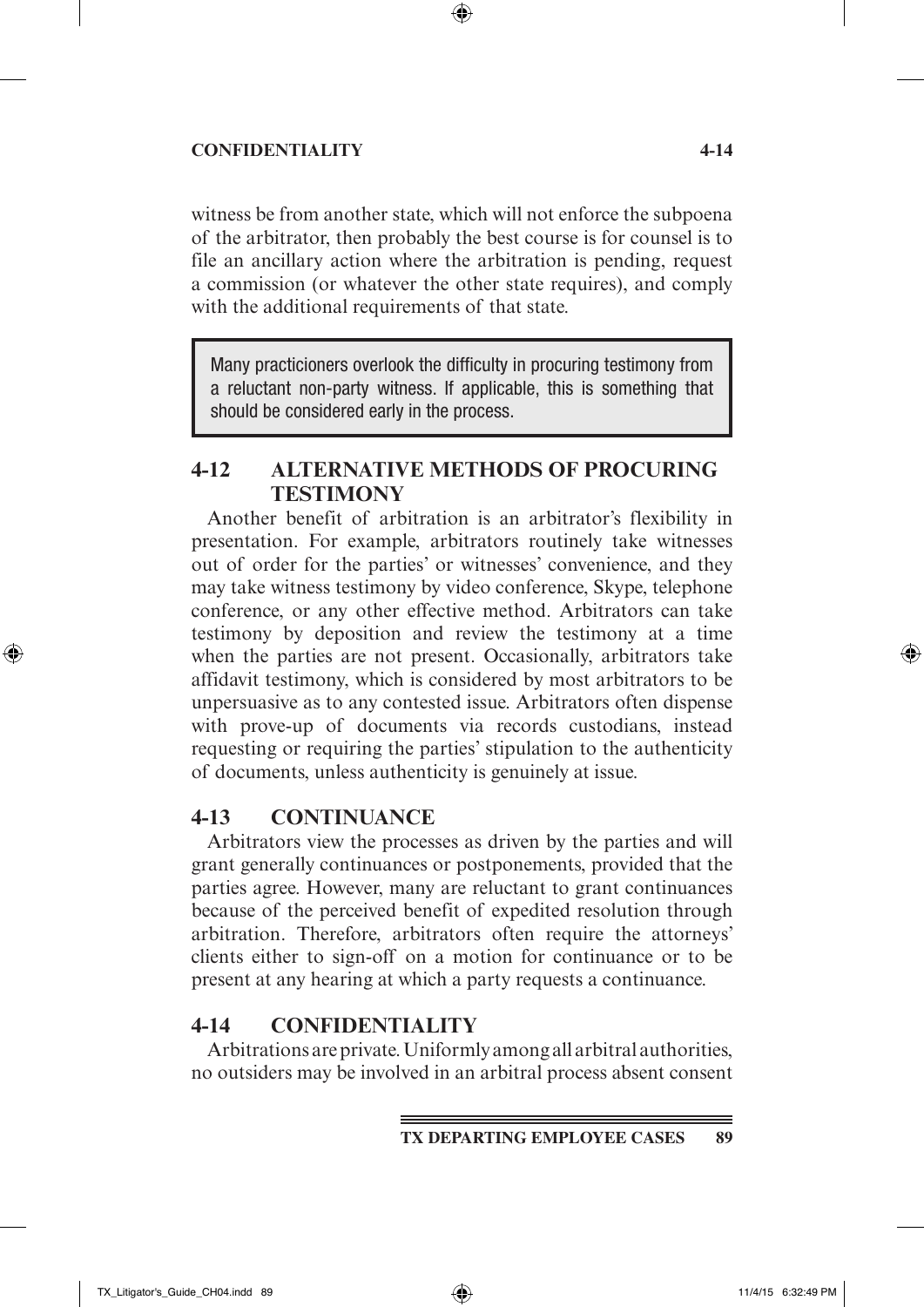witness be from another state, which will not enforce the subpoena of the arbitrator, then probably the best course is for counsel is to file an ancillary action where the arbitration is pending, request a commission (or whatever the other state requires), and comply with the additional requirements of that state.

> Many practicioners overlook the difficulty in procuring testimony from a reluctant non-party witness. If applicable, this is something that should be considered early in the process.

## 4-12 ALTERNATIVE METHODS OF PROCURING TESTIMONY

Another benefit of arbitration is an arbitrator's flexibility in presentation. For example, arbitrators routinely take witnesses out of order for the parties' or witnesses' convenience, and they may take witness testimony by video conference, Skype, telephone conference, or any other effective method. Arbitrators can take testimony by deposition and review the testimony at a time when the parties are not present. Occasionally, arbitrators take affidavit testimony, which is considered by most arbitrators to be unpersuasive as to any contested issue. Arbitrators often dispense with prove-up of documents via records custodians, instead requesting or requiring the parties' stipulation to the authenticity of documents, unless authenticity is genuinely at issue.

## 4-13 CONTINUANCE

Arbitrators view the processes as driven by the parties and will grant generally continuances or postponements, provided that the parties agree. However, many are reluctant to grant continuances because of the perceived benefit of expedited resolution through arbitration. Therefore, arbitrators often require the attorneys' clients either to sign-off on a motion for continuance or to be present at any hearing at which a party requests a continuance.

## 4-14 CONFIDENTIALITY

Arbitrations are private. Uniformly among all arbitral authorities, no outsiders may be involved in an arbitral process absent consent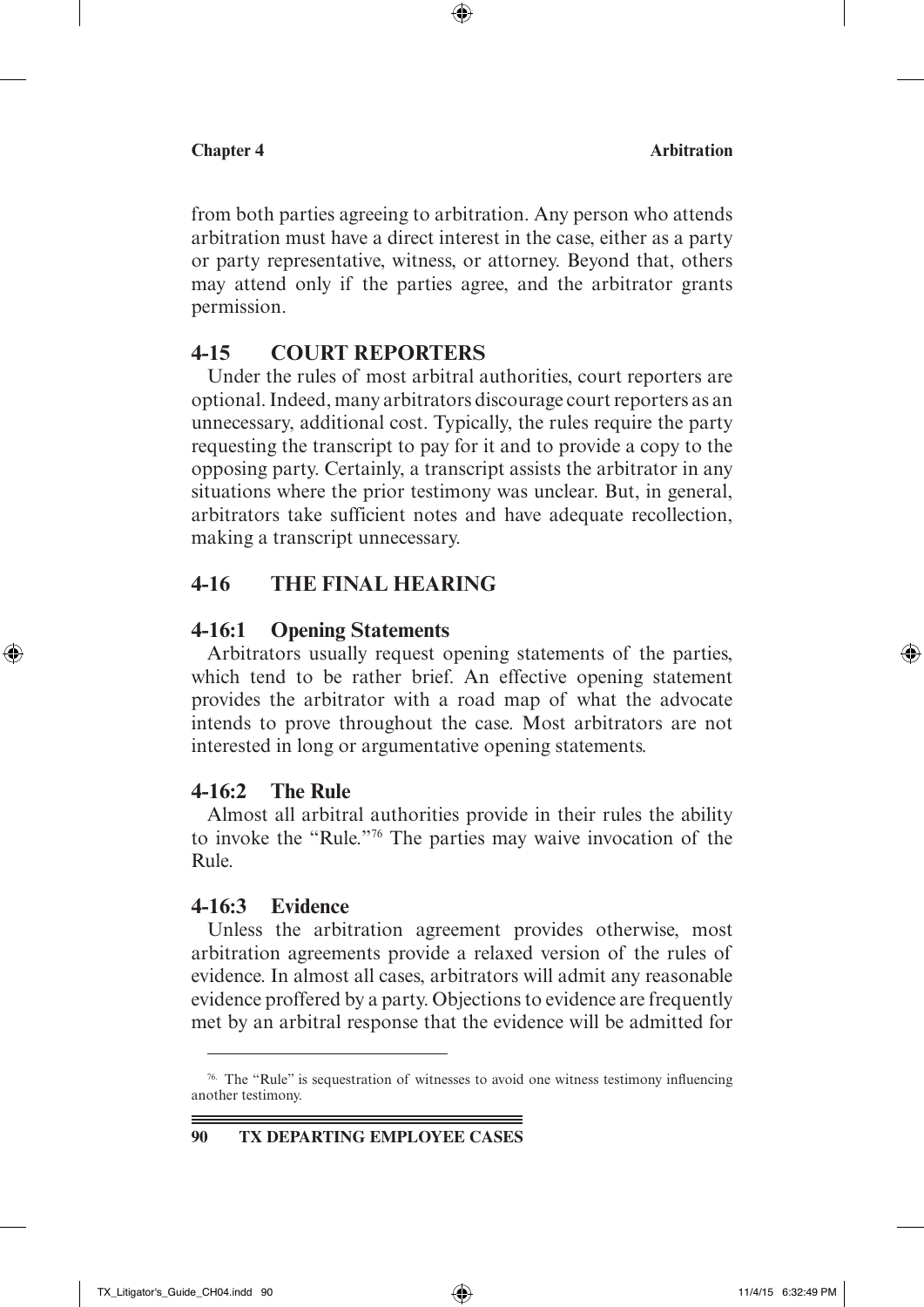from both parties agreeing to arbitration. Any person who attends arbitration must have a direct interest in the case, either as a party or party representative, witness, or attorney. Beyond that, others may attend only if the parties agree, and the arbitrator grants permission.

## 4-15 COURT REPORTERS

Under the rules of most arbitral authorities, court reporters are optional. Indeed, many arbitrators discourage court reporters as an unnecessary, additional cost. Typically, the rules require the party requesting the transcript to pay for it and to provide a copy to the opposing party. Certainly, a transcript assists the arbitrator in any situations where the prior testimony was unclear. But, in general, arbitrators take sufficient notes and have adequate recollection, making a transcript unnecessary.

## 4-16 THE FINAL HEARING

### 4-16:1 Opening Statements

Arbitrators usually request opening statements of the parties, which tend to be rather brief. An effective opening statement provides the arbitrator with a road map of what the advocate intends to prove throughout the case. Most arbitrators are not interested in long or argumentative opening statements.

### 4-16:2 The Rule

Almost all arbitral authorities provide in their rules the ability to invoke the "Rule."[76] The parties may waive invocation of the Rule.

### 4-16:3 Evidence

Unless the arbitration agreement provides otherwise, most arbitration agreements provide a relaxed version of the rules of evidence. In almost all cases, arbitrators will admit any reasonable evidence proffered by a party. Objections to evidence are frequently met by an arbitral response that the evidence will be admitted for

---

[76] The "Rule" is sequestration of witnesses to avoid one witness testimony influencing another testimony.